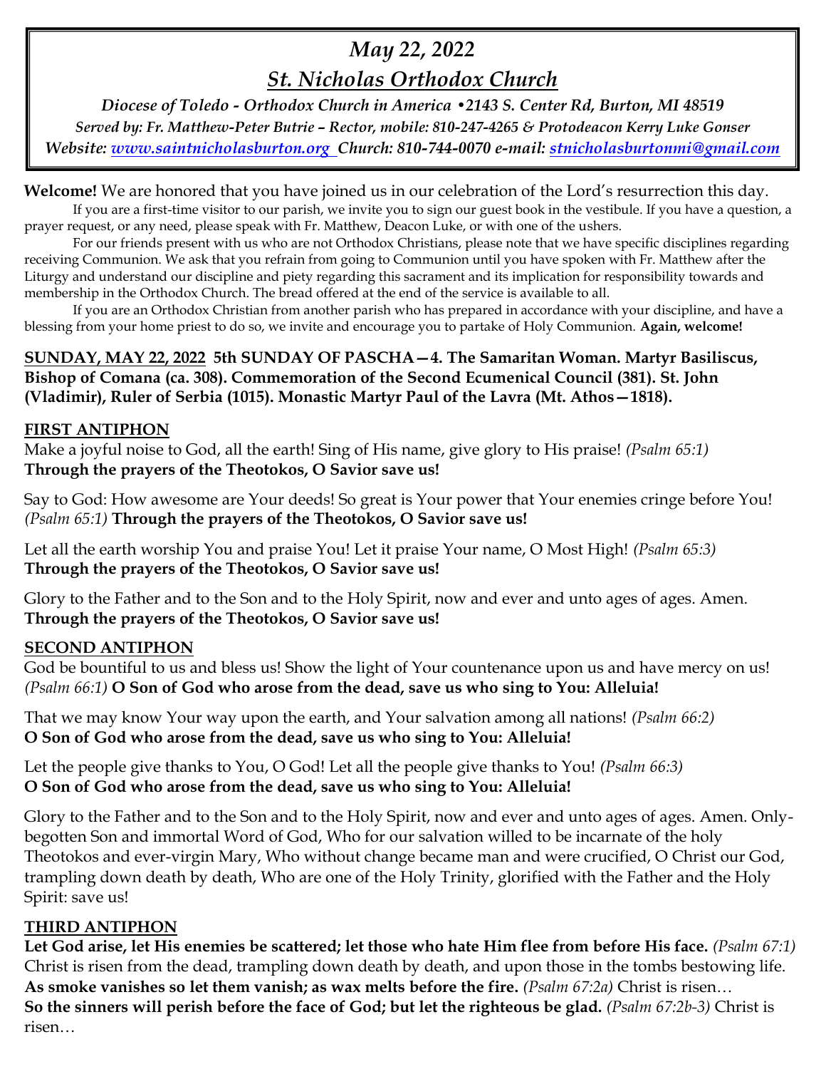# *May 22, 2022*

## *St. Nicholas Orthodox Church*

*Diocese of Toledo - Orthodox Church in America •2143 S. Center Rd, Burton, MI 48519*
*Served by: Fr. Matthew-Peter Butrie – Rector, mobile: 810-247-4265 & Protodeacon Kerry Luke Gonser*
*Website: www.saintnicholasburton.org Church: 810-744-0070 e-mail: stnicholasburtonmi@gmail.com*

**Welcome!** We are honored that you have joined us in our celebration of the Lord's resurrection this day.

If you are a first-time visitor to our parish, we invite you to sign our guest book in the vestibule. If you have a question, a prayer request, or any need, please speak with Fr. Matthew, Deacon Luke, or with one of the ushers.

For our friends present with us who are not Orthodox Christians, please note that we have specific disciplines regarding receiving Communion. We ask that you refrain from going to Communion until you have spoken with Fr. Matthew after the Liturgy and understand our discipline and piety regarding this sacrament and its implication for responsibility towards and membership in the Orthodox Church. The bread offered at the end of the service is available to all.

If you are an Orthodox Christian from another parish who has prepared in accordance with your discipline, and have a blessing from your home priest to do so, we invite and encourage you to partake of Holy Communion. **Again, welcome!**

**SUNDAY, MAY 22, 2022 5th SUNDAY OF PASCHA—4. The Samaritan Woman. Martyr Basiliscus, Bishop of Comana (ca. 308). Commemoration of the Second Ecumenical Council (381). St. John (Vladimir), Ruler of Serbia (1015). Monastic Martyr Paul of the Lavra (Mt. Athos—1818).**

### FIRST ANTIPHON

Make a joyful noise to God, all the earth! Sing of His name, give glory to His praise! *(Psalm 65:1)*
**Through the prayers of the Theotokos, O Savior save us!**

Say to God: How awesome are Your deeds! So great is Your power that Your enemies cringe before You! *(Psalm 65:1)* **Through the prayers of the Theotokos, O Savior save us!**

Let all the earth worship You and praise You! Let it praise Your name, O Most High! *(Psalm 65:3)*
**Through the prayers of the Theotokos, O Savior save us!**

Glory to the Father and to the Son and to the Holy Spirit, now and ever and unto ages of ages. Amen.
**Through the prayers of the Theotokos, O Savior save us!**

### SECOND ANTIPHON

God be bountiful to us and bless us! Show the light of Your countenance upon us and have mercy on us! *(Psalm 66:1)* **O Son of God who arose from the dead, save us who sing to You: Alleluia!**

That we may know Your way upon the earth, and Your salvation among all nations! *(Psalm 66:2)*
**O Son of God who arose from the dead, save us who sing to You: Alleluia!**

Let the people give thanks to You, O God! Let all the people give thanks to You! *(Psalm 66:3)*
**O Son of God who arose from the dead, save us who sing to You: Alleluia!**

Glory to the Father and to the Son and to the Holy Spirit, now and ever and unto ages of ages. Amen. Only-begotten Son and immortal Word of God, Who for our salvation willed to be incarnate of the holy Theotokos and ever-virgin Mary, Who without change became man and were crucified, O Christ our God, trampling down death by death, Who are one of the Holy Trinity, glorified with the Father and the Holy Spirit: save us!

### THIRD ANTIPHON

**Let God arise, let His enemies be scattered; let those who hate Him flee from before His face.** *(Psalm 67:1)* Christ is risen from the dead, trampling down death by death, and upon those in the tombs bestowing life.
**As smoke vanishes so let them vanish; as wax melts before the fire.** *(Psalm 67:2a)* Christ is risen…
**So the sinners will perish before the face of God; but let the righteous be glad.** *(Psalm 67:2b-3)* Christ is risen…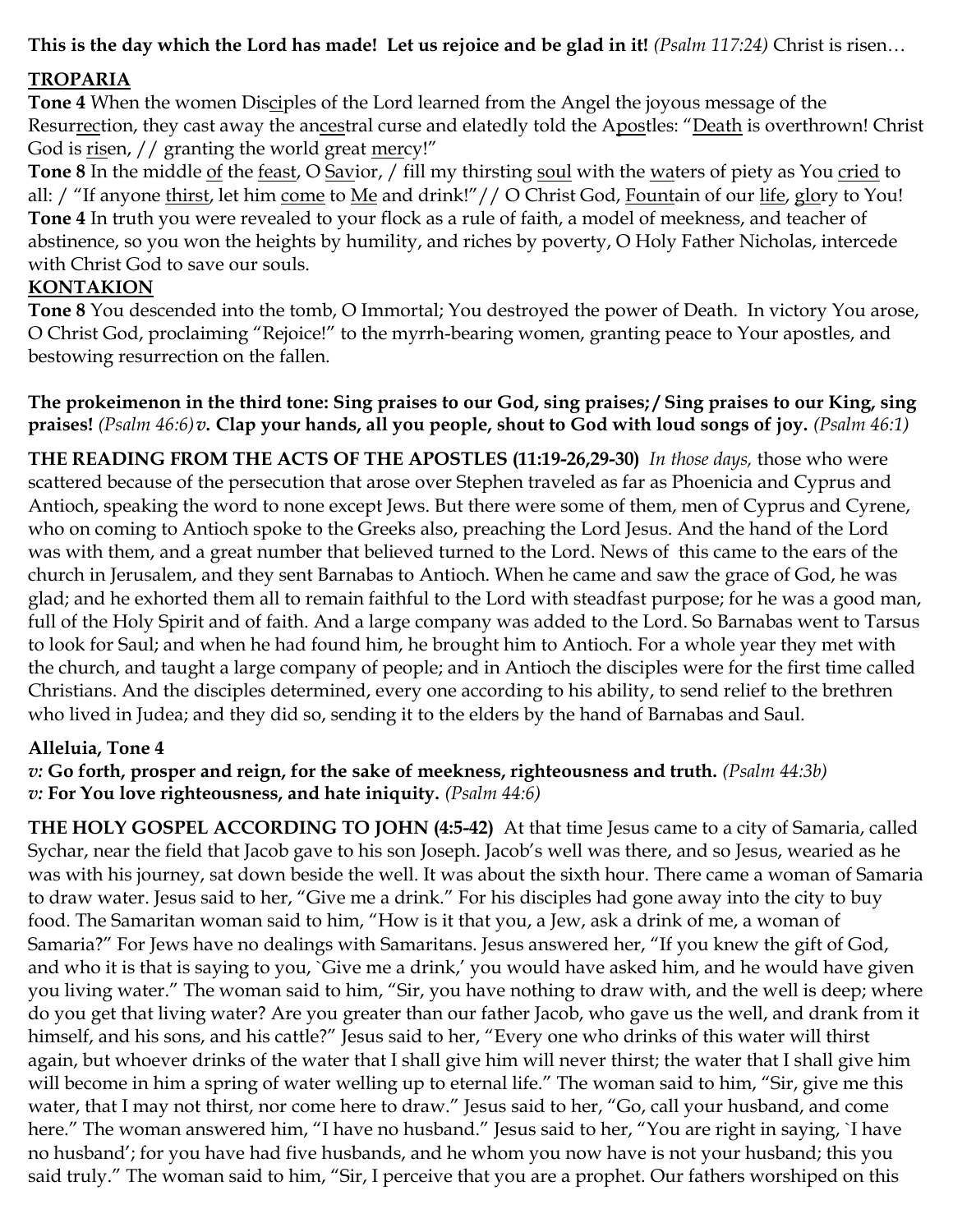**This is the day which the Lord has made! Let us rejoice and be glad in it!** *(Psalm 117:24)* Christ is risen…

## TROPARIA

**Tone 4** When the women Disciples of the Lord learned from the Angel the joyous message of the Resurrection, they cast away the ancestral curse and elatedly told the Apostles: "Death is overthrown! Christ God is risen, // granting the world great mercy!"

**Tone 8** In the middle of the feast, O Savior, / fill my thirsting soul with the waters of piety as You cried to all: / "If anyone thirst, let him come to Me and drink!"// O Christ God, Fountain of our life, glory to You!

**Tone 4** In truth you were revealed to your flock as a rule of faith, a model of meekness, and teacher of abstinence, so you won the heights by humility, and riches by poverty, O Holy Father Nicholas, intercede with Christ God to save our souls.

## KONTAKION

**Tone 8** You descended into the tomb, O Immortal; You destroyed the power of Death. In victory You arose, O Christ God, proclaiming "Rejoice!" to the myrrh-bearing women, granting peace to Your apostles, and bestowing resurrection on the fallen.

**The prokeimenon in the third tone: Sing praises to our God, sing praises;/ Sing praises to our King, sing praises!** *(Psalm 46:6)* ***v.* Clap your hands, all you people, shout to God with loud songs of joy.** *(Psalm 46:1)*

**THE READING FROM THE ACTS OF THE APOSTLES (11:19-26,29-30)** *In those days,* those who were scattered because of the persecution that arose over Stephen traveled as far as Phoenicia and Cyprus and Antioch, speaking the word to none except Jews. But there were some of them, men of Cyprus and Cyrene, who on coming to Antioch spoke to the Greeks also, preaching the Lord Jesus. And the hand of the Lord was with them, and a great number that believed turned to the Lord. News of this came to the ears of the church in Jerusalem, and they sent Barnabas to Antioch. When he came and saw the grace of God, he was glad; and he exhorted them all to remain faithful to the Lord with steadfast purpose; for he was a good man, full of the Holy Spirit and of faith. And a large company was added to the Lord. So Barnabas went to Tarsus to look for Saul; and when he had found him, he brought him to Antioch. For a whole year they met with the church, and taught a large company of people; and in Antioch the disciples were for the first time called Christians. And the disciples determined, every one according to his ability, to send relief to the brethren who lived in Judea; and they did so, sending it to the elders by the hand of Barnabas and Saul.

**Alleluia, Tone 4**

***v:* Go forth, prosper and reign, for the sake of meekness, righteousness and truth.** *(Psalm 44:3b)*
***v:* For You love righteousness, and hate iniquity.** *(Psalm 44:6)*

**THE HOLY GOSPEL ACCORDING TO JOHN (4:5-42)** At that time Jesus came to a city of Samaria, called Sychar, near the field that Jacob gave to his son Joseph. Jacob's well was there, and so Jesus, wearied as he was with his journey, sat down beside the well. It was about the sixth hour. There came a woman of Samaria to draw water. Jesus said to her, "Give me a drink." For his disciples had gone away into the city to buy food. The Samaritan woman said to him, "How is it that you, a Jew, ask a drink of me, a woman of Samaria?" For Jews have no dealings with Samaritans. Jesus answered her, "If you knew the gift of God, and who it is that is saying to you, `Give me a drink,' you would have asked him, and he would have given you living water." The woman said to him, "Sir, you have nothing to draw with, and the well is deep; where do you get that living water? Are you greater than our father Jacob, who gave us the well, and drank from it himself, and his sons, and his cattle?" Jesus said to her, "Every one who drinks of this water will thirst again, but whoever drinks of the water that I shall give him will never thirst; the water that I shall give him will become in him a spring of water welling up to eternal life." The woman said to him, "Sir, give me this water, that I may not thirst, nor come here to draw." Jesus said to her, "Go, call your husband, and come here." The woman answered him, "I have no husband." Jesus said to her, "You are right in saying, `I have no husband'; for you have had five husbands, and he whom you now have is not your husband; this you said truly." The woman said to him, "Sir, I perceive that you are a prophet. Our fathers worshiped on this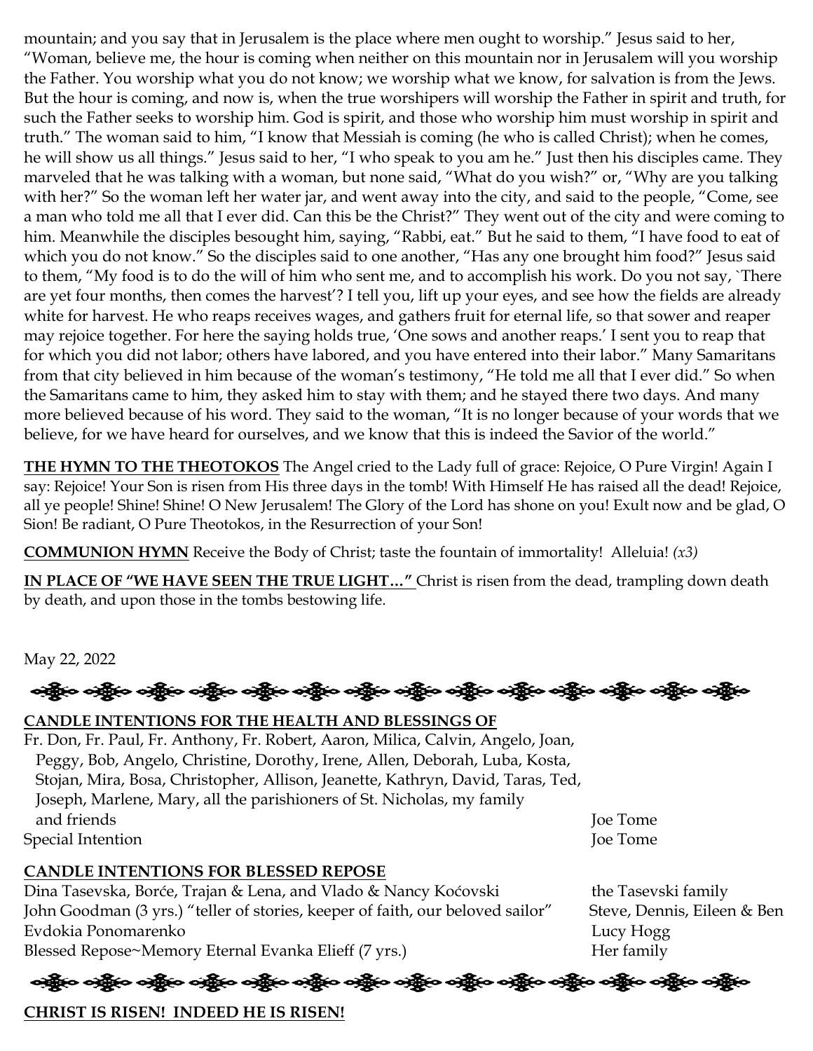mountain; and you say that in Jerusalem is the place where men ought to worship." Jesus said to her, "Woman, believe me, the hour is coming when neither on this mountain nor in Jerusalem will you worship the Father. You worship what you do not know; we worship what we know, for salvation is from the Jews. But the hour is coming, and now is, when the true worshipers will worship the Father in spirit and truth, for such the Father seeks to worship him. God is spirit, and those who worship him must worship in spirit and truth." The woman said to him, "I know that Messiah is coming (he who is called Christ); when he comes, he will show us all things." Jesus said to her, "I who speak to you am he." Just then his disciples came. They marveled that he was talking with a woman, but none said, "What do you wish?" or, "Why are you talking with her?" So the woman left her water jar, and went away into the city, and said to the people, "Come, see a man who told me all that I ever did. Can this be the Christ?" They went out of the city and were coming to him. Meanwhile the disciples besought him, saying, "Rabbi, eat." But he said to them, "I have food to eat of which you do not know." So the disciples said to one another, "Has any one brought him food?" Jesus said to them, "My food is to do the will of him who sent me, and to accomplish his work. Do you not say, `There are yet four months, then comes the harvest'? I tell you, lift up your eyes, and see how the fields are already white for harvest. He who reaps receives wages, and gathers fruit for eternal life, so that sower and reaper may rejoice together. For here the saying holds true, 'One sows and another reaps.' I sent you to reap that for which you did not labor; others have labored, and you have entered into their labor." Many Samaritans from that city believed in him because of the woman's testimony, "He told me all that I ever did." So when the Samaritans came to him, they asked him to stay with them; and he stayed there two days. And many more believed because of his word. They said to the woman, "It is no longer because of your words that we believe, for we have heard for ourselves, and we know that this is indeed the Savior of the world."

**THE HYMN TO THE THEOTOKOS** The Angel cried to the Lady full of grace: Rejoice, O Pure Virgin! Again I say: Rejoice! Your Son is risen from His three days in the tomb! With Himself He has raised all the dead! Rejoice, all ye people! Shine! Shine! O New Jerusalem! The Glory of the Lord has shone on you! Exult now and be glad, O Sion! Be radiant, O Pure Theotokos, in the Resurrection of your Son!

**COMMUNION HYMN** Receive the Body of Christ; taste the fountain of immortality! Alleluia! *(x3)*

**IN PLACE OF "WE HAVE SEEN THE TRUE LIGHT…"** Christ is risen from the dead, trampling down death by death, and upon those in the tombs bestowing life.

May 22, 2022

**CANDLE INTENTIONS FOR THE HEALTH AND BLESSINGS OF**

| | |
|---|---|
| Fr. Don, Fr. Paul, Fr. Anthony, Fr. Robert, Aaron, Milica, Calvin, Angelo, Joan, Peggy, Bob, Angelo, Christine, Dorothy, Irene, Allen, Deborah, Luba, Kosta, Stojan, Mira, Bosa, Christopher, Allison, Jeanette, Kathryn, David, Taras, Ted, Joseph, Marlene, Mary, all the parishioners of St. Nicholas, my family and friends | Joe Tome |
| Special Intention | Joe Tome |

**CANDLE INTENTIONS FOR BLESSED REPOSE**

| | |
|---|---|
| Dina Tasevska, Borće, Trajan & Lena, and Vlado & Nancy Koćovski | the Tasevski family |
| John Goodman (3 yrs.) "teller of stories, keeper of faith, our beloved sailor" | Steve, Dennis, Eileen & Ben |
| Evdokia Ponomarenko | Lucy Hogg |
| Blessed Repose~Memory Eternal Evanka Elieff (7 yrs.) | Her family |

**CHRIST IS RISEN! INDEED HE IS RISEN!**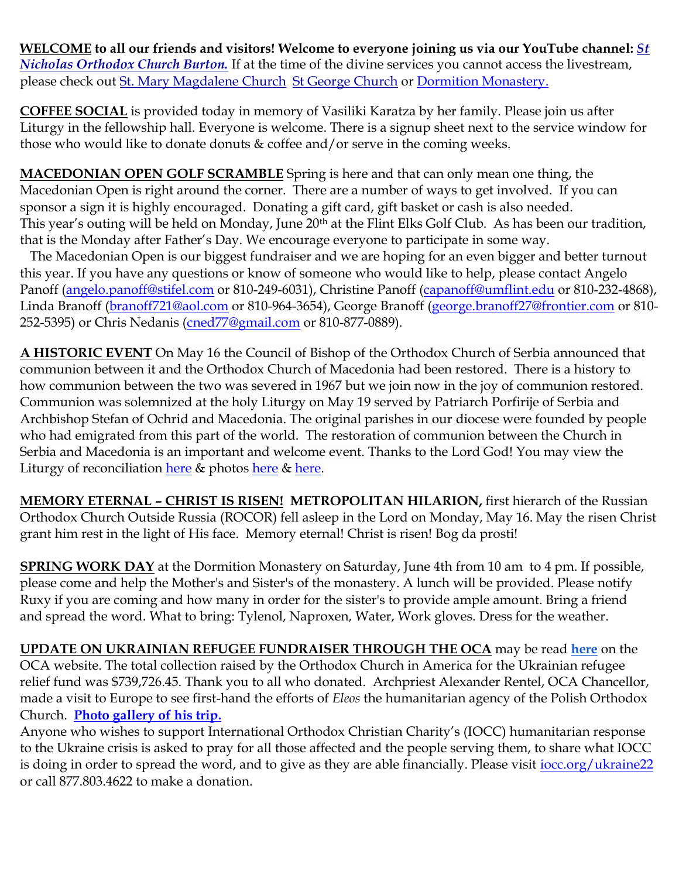**<u>WELCOME</u> to all our friends and visitors! Welcome to everyone joining us via our YouTube channel: *St Nicholas Orthodox Church Burton.*** If at the time of the divine services you cannot access the livestream, please check out St. Mary Magdalene Church St George Church or Dormition Monastery.

**<u>COFFEE SOCIAL</u>** is provided today in memory of Vasiliki Karatza by her family. Please join us after Liturgy in the fellowship hall. Everyone is welcome. There is a signup sheet next to the service window for those who would like to donate donuts & coffee and/or serve in the coming weeks.

**<u>MACEDONIAN OPEN GOLF SCRAMBLE</u>** Spring is here and that can only mean one thing, the Macedonian Open is right around the corner. There are a number of ways to get involved. If you can sponsor a sign it is highly encouraged. Donating a gift card, gift basket or cash is also needed. This year's outing will be held on Monday, June 20th at the Flint Elks Golf Club. As has been our tradition, that is the Monday after Father's Day. We encourage everyone to participate in some way.

The Macedonian Open is our biggest fundraiser and we are hoping for an even bigger and better turnout this year. If you have any questions or know of someone who would like to help, please contact Angelo Panoff (angelo.panoff@stifel.com or 810-249-6031), Christine Panoff (capanoff@umflint.edu or 810-232-4868), Linda Branoff (branoff721@aol.com or 810-964-3654), George Branoff (george.branoff27@frontier.com or 810-252-5395) or Chris Nedanis (cned77@gmail.com or 810-877-0889).

**<u>A HISTORIC EVENT</u>** On May 16 the Council of Bishop of the Orthodox Church of Serbia announced that communion between it and the Orthodox Church of Macedonia had been restored. There is a history to how communion between the two was severed in 1967 but we join now in the joy of communion restored. Communion was solemnized at the holy Liturgy on May 19 served by Patriarch Porfirije of Serbia and Archbishop Stefan of Ochrid and Macedonia. The original parishes in our diocese were founded by people who had emigrated from this part of the world. The restoration of communion between the Church in Serbia and Macedonia is an important and welcome event. Thanks to the Lord God! You may view the Liturgy of reconciliation here & photos here & here.

**<u>MEMORY ETERNAL – CHRIST IS RISEN!</u> METROPOLITAN HILARION,** first hierarch of the Russian Orthodox Church Outside Russia (ROCOR) fell asleep in the Lord on Monday, May 16. May the risen Christ grant him rest in the light of His face. Memory eternal! Christ is risen! Bog da prosti!

**<u>SPRING WORK DAY</u>** at the Dormition Monastery on Saturday, June 4th from 10 am to 4 pm. If possible, please come and help the Mother's and Sister's of the monastery. A lunch will be provided. Please notify Ruxy if you are coming and how many in order for the sister's to provide ample amount. Bring a friend and spread the word. What to bring: Tylenol, Naproxen, Water, Work gloves. Dress for the weather.

**<u>UPDATE ON UKRAINIAN REFUGEE FUNDRAISER THROUGH THE OCA</u>** may be read **here** on the OCA website. The total collection raised by the Orthodox Church in America for the Ukrainian refugee relief fund was $739,726.45. Thank you to all who donated. Archpriest Alexander Rentel, OCA Chancellor, made a visit to Europe to see first-hand the efforts of *Eleos* the humanitarian agency of the Polish Orthodox Church. **Photo gallery of his trip.**

Anyone who wishes to support International Orthodox Christian Charity's (IOCC) humanitarian response to the Ukraine crisis is asked to pray for all those affected and the people serving them, to share what IOCC is doing in order to spread the word, and to give as they are able financially. Please visit iocc.org/ukraine22 or call 877.803.4622 to make a donation.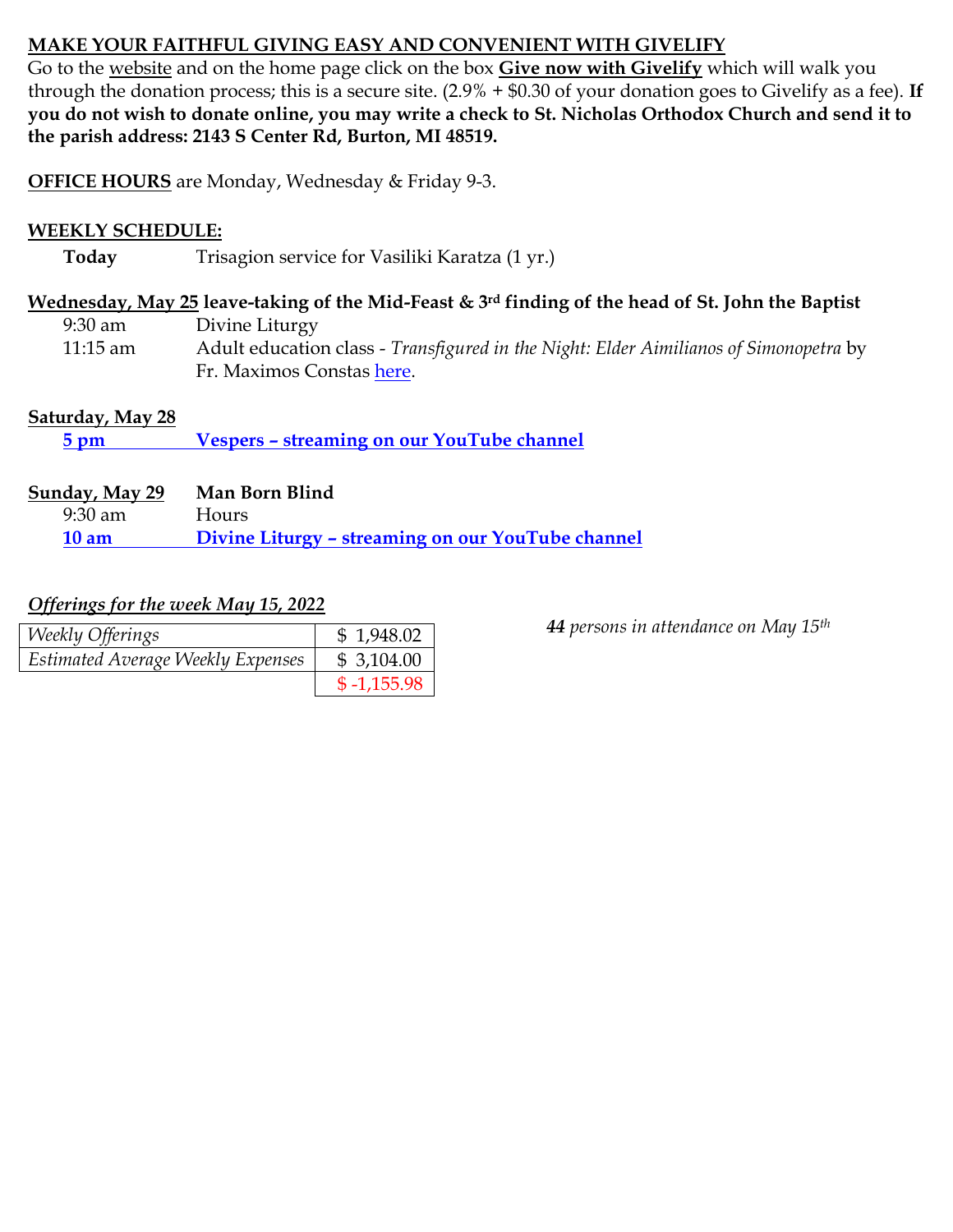**MAKE YOUR FAITHFUL GIVING EASY AND CONVENIENT WITH GIVELIFY**

Go to the website and on the home page click on the box **Give now with Givelify** which will walk you through the donation process; this is a secure site. (2.9% + $0.30 of your donation goes to Givelify as a fee). **If you do not wish to donate online, you may write a check to St. Nicholas Orthodox Church and send it to the parish address: 2143 S Center Rd, Burton, MI 48519.**

**OFFICE HOURS** are Monday, Wednesday & Friday 9-3.

**WEEKLY SCHEDULE:**

**Today** Trisagion service for Vasiliki Karatza (1 yr.)

**Wednesday, May 25 leave-taking of the Mid-Feast & 3rd finding of the head of St. John the Baptist**

9:30 am Divine Liturgy

11:15 am Adult education class - *Transfigured in the Night: Elder Aimilianos of Simonopetra* by Fr. Maximos Constas here.

**Saturday, May 28**

**5 pm Vespers – streaming on our YouTube channel**

**Sunday, May 29 Man Born Blind**

9:30 am Hours

**10 am Divine Liturgy – streaming on our YouTube channel**

***Offerings for the week May 15, 2022***

| | |
|---|---|
| *Weekly Offerings* | $ 1,948.02 |
| *Estimated Average Weekly Expenses* | $ 3,104.00 |
| | $ -1,155.98 |

***44*** *persons in attendance on May 15th*